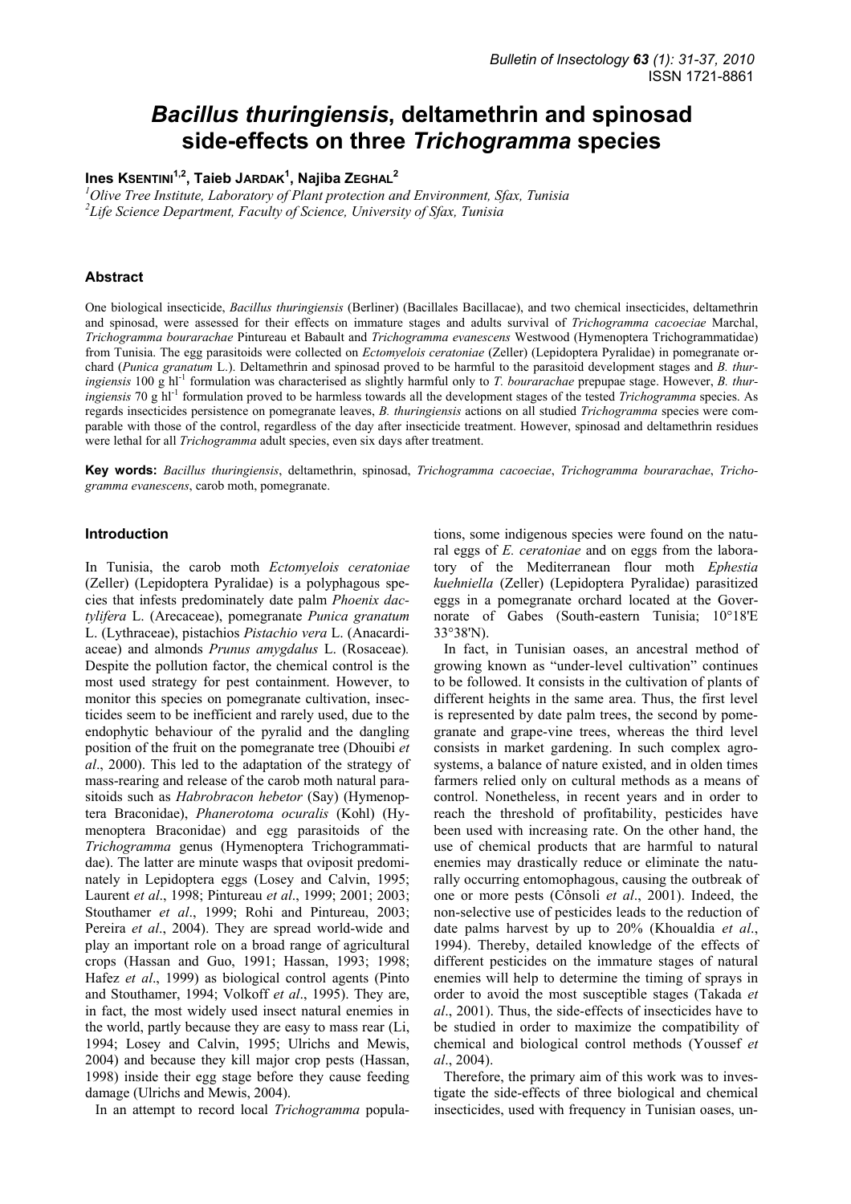# *Bacillus thuringiensis*, deltamethrin and spinosad side-effects on three *Trichogramma* species

**Ines KSENTINI[1,2], Taieb JARDAK[1], Najiba ZEGHAL[2]**

[1]*Olive Tree Institute, Laboratory of Plant protection and Environment, Sfax, Tunisia*
[2]*Life Science Department, Faculty of Science, University of Sfax, Tunisia*

## Abstract

One biological insecticide, *Bacillus thuringiensis* (Berliner) (Bacillales Bacillacae), and two chemical insecticides, deltamethrin and spinosad, were assessed for their effects on immature stages and adults survival of *Trichogramma cacoeciae* Marchal, *Trichogramma bourarachae* Pintureau et Babault and *Trichogramma evanescens* Westwood (Hymenoptera Trichogrammatidae) from Tunisia. The egg parasitoids were collected on *Ectomyelois ceratoniae* (Zeller) (Lepidoptera Pyralidae) in pomegranate orchard (*Punica granatum* L.). Deltamethrin and spinosad proved to be harmful to the parasitoid development stages and *B. thuringiensis* 100 g $hl^{-1}$ formulation was characterised as slightly harmful only to *T. bourarachae* prepupae stage. However, *B. thuringiensis* 70 g $hl^{-1}$ formulation proved to be harmless towards all the development stages of the tested *Trichogramma* species. As regards insecticides persistence on pomegranate leaves, *B. thuringiensis* actions on all studied *Trichogramma* species were comparable with those of the control, regardless of the day after insecticide treatment. However, spinosad and deltamethrin residues were lethal for all *Trichogramma* adult species, even six days after treatment.

**Key words:** *Bacillus thuringiensis*, deltamethrin, spinosad, *Trichogramma cacoeciae*, *Trichogramma bourarachae*, *Trichogramma evanescens*, carob moth, pomegranate.

## Introduction

In Tunisia, the carob moth *Ectomyelois ceratoniae* (Zeller) (Lepidoptera Pyralidae) is a polyphagous species that infests predominately date palm *Phoenix dactylifera* L. (Arecaceae), pomegranate *Punica granatum* L. (Lythraceae), pistachios *Pistachio vera* L. (Anacardiaceae) and almonds *Prunus amygdalus* L. (Rosaceae)*.* Despite the pollution factor, the chemical control is the most used strategy for pest containment. However, to monitor this species on pomegranate cultivation, insecticides seem to be inefficient and rarely used, due to the endophytic behaviour of the pyralid and the dangling position of the fruit on the pomegranate tree (Dhouibi *et al*., 2000). This led to the adaptation of the strategy of mass-rearing and release of the carob moth natural parasitoids such as *Habrobracon hebetor* (Say) (Hymenoptera Braconidae), *Phanerotoma ocuralis* (Kohl) (Hymenoptera Braconidae) and egg parasitoids of the *Trichogramma* genus (Hymenoptera Trichogrammatidae). The latter are minute wasps that oviposit predominately in Lepidoptera eggs (Losey and Calvin, 1995; Laurent *et al*., 1998; Pintureau *et al*., 1999; 2001; 2003; Stouthamer *et al*., 1999; Rohi and Pintureau, 2003; Pereira *et al*., 2004). They are spread world-wide and play an important role on a broad range of agricultural crops (Hassan and Guo, 1991; Hassan, 1993; 1998; Hafez *et al*., 1999) as biological control agents (Pinto and Stouthamer, 1994; Volkoff *et al*., 1995). They are, in fact, the most widely used insect natural enemies in the world, partly because they are easy to mass rear (Li, 1994; Losey and Calvin, 1995; Ulrichs and Mewis, 2004) and because they kill major crop pests (Hassan, 1998) inside their egg stage before they cause feeding damage (Ulrichs and Mewis, 2004).

In an attempt to record local *Trichogramma* populations, some indigenous species were found on the natural eggs of *E. ceratoniae* and on eggs from the laboratory of the Mediterranean flour moth *Ephestia kuehniella* (Zeller) (Lepidoptera Pyralidae) parasitized eggs in a pomegranate orchard located at the Governorate of Gabes (South-eastern Tunisia; 10°18'E 33°38'N).

In fact, in Tunisian oases, an ancestral method of growing known as "under-level cultivation" continues to be followed. It consists in the cultivation of plants of different heights in the same area. Thus, the first level is represented by date palm trees, the second by pomegranate and grape-vine trees, whereas the third level consists in market gardening. In such complex agrosystems, a balance of nature existed, and in olden times farmers relied only on cultural methods as a means of control. Nonetheless, in recent years and in order to reach the threshold of profitability, pesticides have been used with increasing rate. On the other hand, the use of chemical products that are harmful to natural enemies may drastically reduce or eliminate the naturally occurring entomophagous, causing the outbreak of one or more pests (Cônsoli *et al*., 2001). Indeed, the non-selective use of pesticides leads to the reduction of date palms harvest by up to 20% (Khoualdia *et al*., 1994). Thereby, detailed knowledge of the effects of different pesticides on the immature stages of natural enemies will help to determine the timing of sprays in order to avoid the most susceptible stages (Takada *et al*., 2001). Thus, the side-effects of insecticides have to be studied in order to maximize the compatibility of chemical and biological control methods (Youssef *et al*., 2004).

Therefore, the primary aim of this work was to investigate the side-effects of three biological and chemical insecticides, used with frequency in Tunisian oases, un-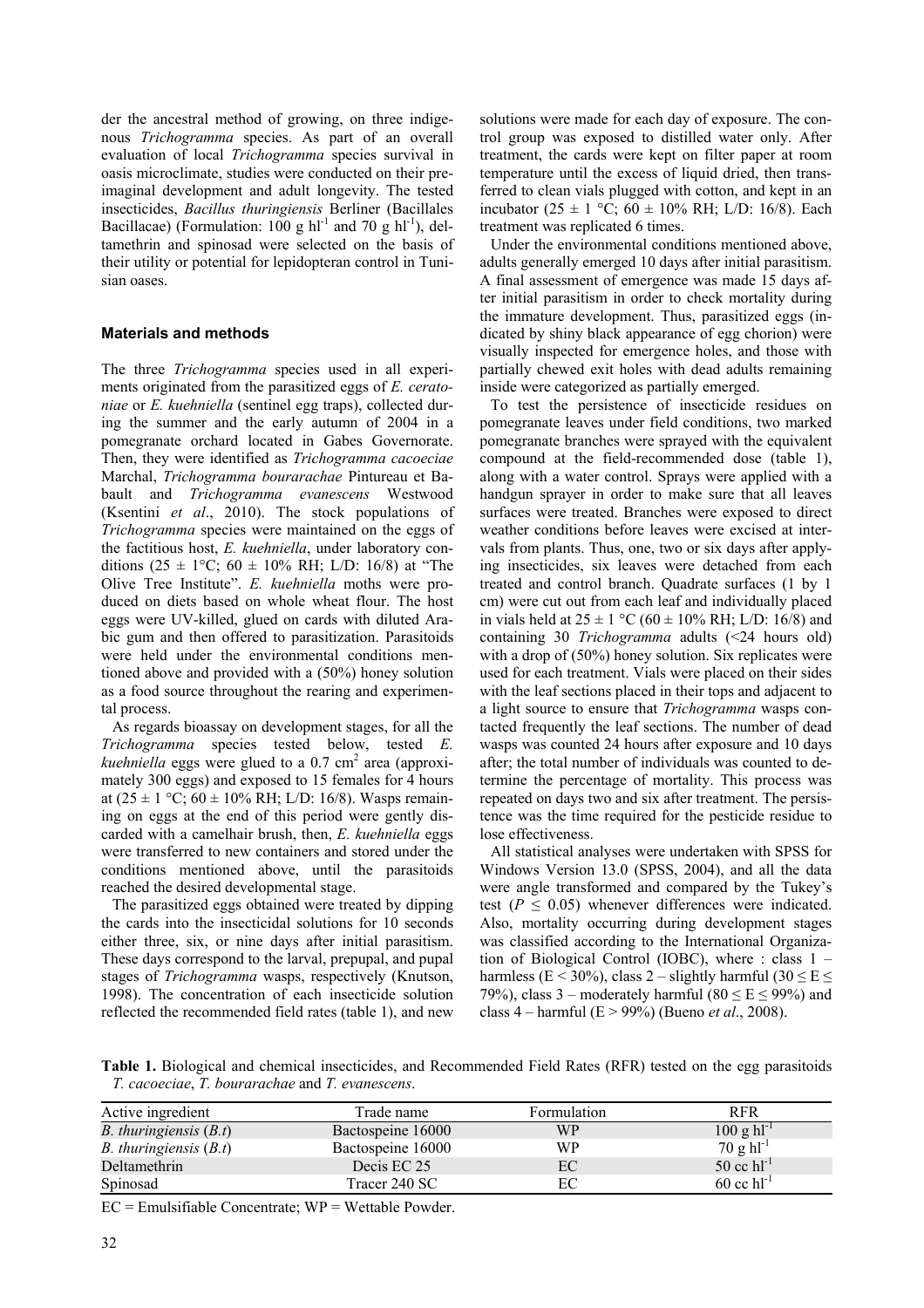der the ancestral method of growing, on three indigenous *Trichogramma* species. As part of an overall evaluation of local *Trichogramma* species survival in oasis microclimate, studies were conducted on their preimaginal development and adult longevity. The tested insecticides, *Bacillus thuringiensis* Berliner (Bacillales Bacillacae) (Formulation: 100 g $hl^{-1}$ and 70 g $hl^{-1}$), deltamethrin and spinosad were selected on the basis of their utility or potential for lepidopteran control in Tunisian oases.

## Materials and methods

The three *Trichogramma* species used in all experiments originated from the parasitized eggs of *E. ceratoniae* or *E. kuehniella* (sentinel egg traps), collected during the summer and the early autumn of 2004 in a pomegranate orchard located in Gabes Governorate. Then, they were identified as *Trichogramma cacoeciae* Marchal, *Trichogramma bourarachae* Pintureau et Babault and *Trichogramma evanescens* Westwood (Ksentini *et al*., 2010). The stock populations of *Trichogramma* species were maintained on the eggs of the factitious host, *E. kuehniella*, under laboratory conditions (25 ± 1°C; 60 ± 10% RH; L/D: 16/8) at "The Olive Tree Institute". *E. kuehniella* moths were produced on diets based on whole wheat flour. The host eggs were UV-killed, glued on cards with diluted Arabic gum and then offered to parasitization. Parasitoids were held under the environmental conditions mentioned above and provided with a (50%) honey solution as a food source throughout the rearing and experimental process.

As regards bioassay on development stages, for all the *Trichogramma* species tested below, tested *E. kuehniella* eggs were glued to a 0.7 $cm^2$ area (approximately 300 eggs) and exposed to 15 females for 4 hours at (25 ± 1 °C; 60 ± 10% RH; L/D: 16/8). Wasps remaining on eggs at the end of this period were gently discarded with a camelhair brush, then, *E. kuehniella* eggs were transferred to new containers and stored under the conditions mentioned above, until the parasitoids reached the desired developmental stage.

The parasitized eggs obtained were treated by dipping the cards into the insecticidal solutions for 10 seconds either three, six, or nine days after initial parasitism. These days correspond to the larval, prepupal, and pupal stages of *Trichogramma* wasps, respectively (Knutson, 1998). The concentration of each insecticide solution reflected the recommended field rates (table 1), and new solutions were made for each day of exposure. The control group was exposed to distilled water only. After treatment, the cards were kept on filter paper at room temperature until the excess of liquid dried, then transferred to clean vials plugged with cotton, and kept in an incubator (25 ± 1 °C; 60 ± 10% RH; L/D: 16/8). Each treatment was replicated 6 times.

Under the environmental conditions mentioned above, adults generally emerged 10 days after initial parasitism. A final assessment of emergence was made 15 days after initial parasitism in order to check mortality during the immature development. Thus, parasitized eggs (indicated by shiny black appearance of egg chorion) were visually inspected for emergence holes, and those with partially chewed exit holes with dead adults remaining inside were categorized as partially emerged.

To test the persistence of insecticide residues on pomegranate leaves under field conditions, two marked pomegranate branches were sprayed with the equivalent compound at the field-recommended dose (table 1), along with a water control. Sprays were applied with a handgun sprayer in order to make sure that all leaves surfaces were treated. Branches were exposed to direct weather conditions before leaves were excised at intervals from plants. Thus, one, two or six days after applying insecticides, six leaves were detached from each treated and control branch. Quadrate surfaces (1 by 1 cm) were cut out from each leaf and individually placed in vials held at 25 ± 1 °C (60 ± 10% RH; L/D: 16/8) and containing 30 *Trichogramma* adults (<24 hours old) with a drop of (50%) honey solution. Six replicates were used for each treatment. Vials were placed on their sides with the leaf sections placed in their tops and adjacent to a light source to ensure that *Trichogramma* wasps contacted frequently the leaf sections. The number of dead wasps was counted 24 hours after exposure and 10 days after; the total number of individuals was counted to determine the percentage of mortality. This process was repeated on days two and six after treatment. The persistence was the time required for the pesticide residue to lose effectiveness.

All statistical analyses were undertaken with SPSS for Windows Version 13.0 (SPSS, 2004), and all the data were angle transformed and compared by the Tukey's test ($P \leq 0.05$) whenever differences were indicated. Also, mortality occurring during development stages was classified according to the International Organization of Biological Control (IOBC), where : class 1 – harmless (E < 30%), class 2 – slightly harmful (30 ≤ E ≤ 79%), class 3 – moderately harmful (80 ≤ E ≤ 99%) and class 4 – harmful (E > 99%) (Bueno *et al*., 2008).

**Table 1.** Biological and chemical insecticides, and Recommended Field Rates (RFR) tested on the egg parasitoids *T. cacoeciae*, *T. bourarachae* and *T. evanescens*.

| Active ingredient | Trade name | Formulation | RFR |
|---|---|---|---|
| *B. thuringiensis* (*B.t*) | Bactospeine 16000 | WP | 100 g $hl^{-1}$ |
| *B. thuringiensis* (*B.t*) | Bactospeine 16000 | WP | 70 g $hl^{-1}$ |
| Deltamethrin | Decis EC 25 | EC | 50 cc $hl^{-1}$ |
| Spinosad | Tracer 240 SC | EC | 60 cc $hl^{-1}$ |

EC = Emulsifiable Concentrate; WP = Wettable Powder.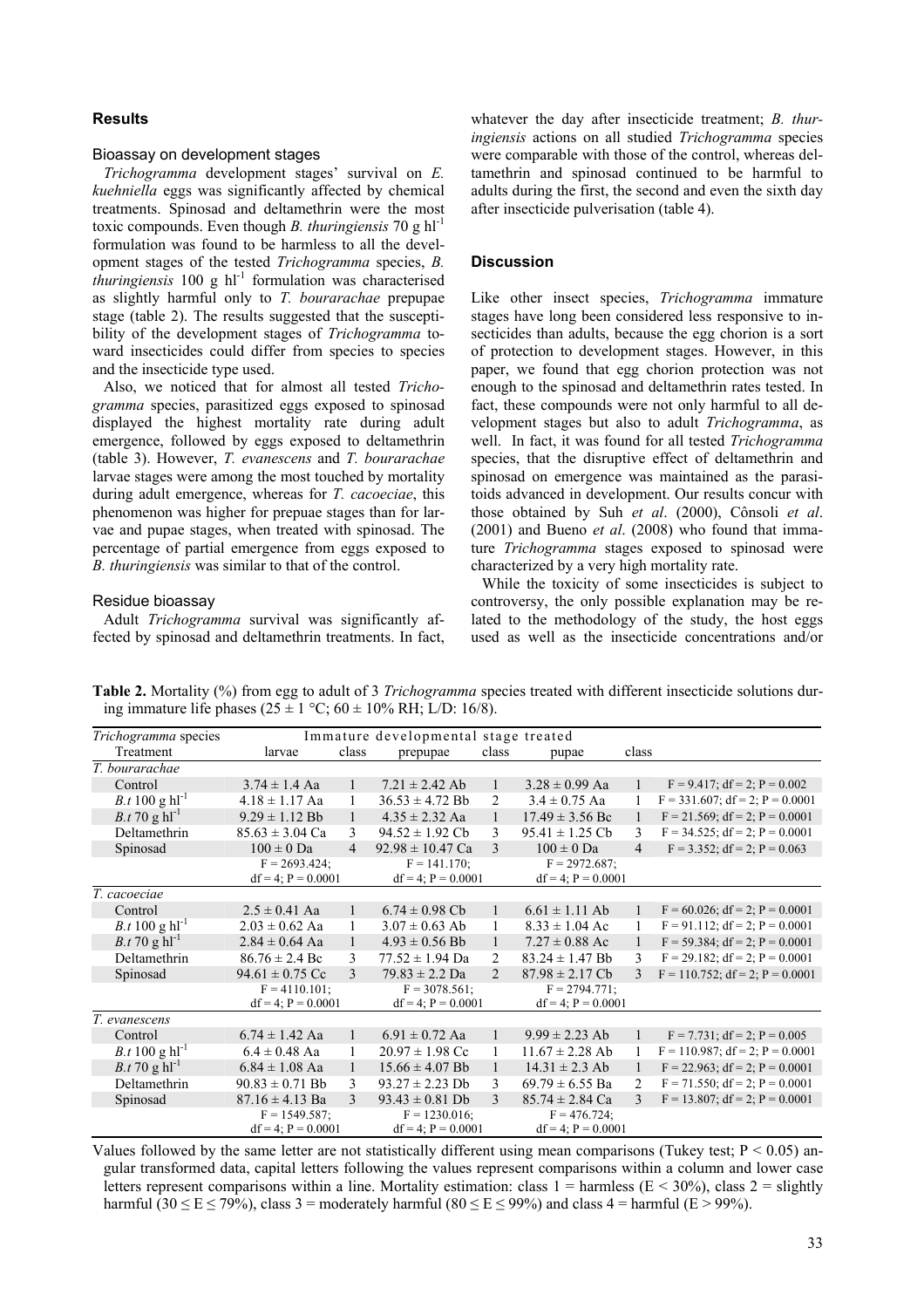## Results

### Bioassay on development stages

*Trichogramma* development stages' survival on *E. kuehniella* eggs was significantly affected by chemical treatments. Spinosad and deltamethrin were the most toxic compounds. Even though *B. thuringiensis* 70 g $hl^{-1}$ formulation was found to be harmless to all the development stages of the tested *Trichogramma* species, *B. thuringiensis* 100 g $hl^{-1}$ formulation was characterised as slightly harmful only to *T. bourarachae* prepupae stage (table 2). The results suggested that the susceptibility of the development stages of *Trichogramma* toward insecticides could differ from species to species and the insecticide type used.

Also, we noticed that for almost all tested *Trichogramma* species, parasitized eggs exposed to spinosad displayed the highest mortality rate during adult emergence, followed by eggs exposed to deltamethrin (table 3). However, *T. evanescens* and *T. bourarachae* larvae stages were among the most touched by mortality during adult emergence, whereas for *T. cacoeciae*, this phenomenon was higher for prepuae stages than for larvae and pupae stages, when treated with spinosad. The percentage of partial emergence from eggs exposed to *B. thuringiensis* was similar to that of the control.

### Residue bioassay

Adult *Trichogramma* survival was significantly affected by spinosad and deltamethrin treatments. In fact, whatever the day after insecticide treatment; *B. thuringiensis* actions on all studied *Trichogramma* species were comparable with those of the control, whereas deltamethrin and spinosad continued to be harmful to adults during the first, the second and even the sixth day after insecticide pulverisation (table 4).

## Discussion

Like other insect species, *Trichogramma* immature stages have long been considered less responsive to insecticides than adults, because the egg chorion is a sort of protection to development stages. However, in this paper, we found that egg chorion protection was not enough to the spinosad and deltamethrin rates tested. In fact, these compounds were not only harmful to all development stages but also to adult *Trichogramma*, as well. In fact, it was found for all tested *Trichogramma* species, that the disruptive effect of deltamethrin and spinosad on emergence was maintained as the parasitoids advanced in development. Our results concur with those obtained by Suh *et al*. (2000), Cônsoli *et al*. (2001) and Bueno *et al*. (2008) who found that immature *Trichogramma* stages exposed to spinosad were characterized by a very high mortality rate.

While the toxicity of some insecticides is subject to controversy, the only possible explanation may be related to the methodology of the study, the host eggs used as well as the insecticide concentrations and/or

**Table 2.** Mortality (%) from egg to adult of 3 *Trichogramma* species treated with different insecticide solutions during immature life phases (25 ± 1 °C; 60 ± 10% RH; L/D: 16/8).

| *Trichogramma* species | Immature developmental stage treated | | | | | | |
|---|---|---|---|---|---|---|---|
| Treatment | larvae | class | prepupae | class | pupae | class | |
| *T. bourarachae* | | | | | | | |
| Control | 3.74 ± 1.4 Aa | 1 | 7.21 ± 2.42 Ab | 1 | 3.28 ± 0.99 Aa | 1 | F = 9.417; df = 2; P = 0.002 |
| *B.t* 100 g $hl^{-1}$ | 4.18 ± 1.17 Aa | 1 | 36.53 ± 4.72 Bb | 2 | 3.4 ± 0.75 Aa | 1 | F = 331.607; df = 2; P = 0.0001 |
| *B.t* 70 g $hl^{-1}$ | 9.29 ± 1.12 Bb | 1 | 4.35 ± 2.32 Aa | 1 | 17.49 ± 3.56 Bc | 1 | F = 21.569; df = 2; P = 0.0001 |
| Deltamethrin | 85.63 ± 3.04 Ca | 3 | 94.52 ± 1.92 Cb | 3 | 95.41 ± 1.25 Cb | 3 | F = 34.525; df = 2; P = 0.0001 |
| Spinosad | 100 ± 0 Da | 4 | 92.98 ± 10.47 Ca | 3 | 100 ± 0 Da | 4 | F = 3.352; df = 2; P = 0.063 |
| | F = 2693.424; df = 4; P = 0.0001 | | F = 141.170; df = 4; P = 0.0001 | | F = 2972.687; df = 4; P = 0.0001 | | |
| *T. cacoeciae* | | | | | | | |
| Control | 2.5 ± 0.41 Aa | 1 | 6.74 ± 0.98 Cb | 1 | 6.61 ± 1.11 Ab | 1 | F = 60.026; df = 2; P = 0.0001 |
| *B.t* 100 g $hl^{-1}$ | 2.03 ± 0.62 Aa | 1 | 3.07 ± 0.63 Ab | 1 | 8.33 ± 1.04 Ac | 1 | F = 91.112; df = 2; P = 0.0001 |
| *B.t* 70 g $hl^{-1}$ | 2.84 ± 0.64 Aa | 1 | 4.93 ± 0.56 Bb | 1 | 7.27 ± 0.88 Ac | 1 | F = 59.384; df = 2; P = 0.0001 |
| Deltamethrin | 86.76 ± 2.4 Bc | 3 | 77.52 ± 1.94 Da | 2 | 83.24 ± 1.47 Bb | 3 | F = 29.182; df = 2; P = 0.0001 |
| Spinosad | 94.61 ± 0.75 Cc | 3 | 79.83 ± 2.2 Da | 2 | 87.98 ± 2.17 Cb | 3 | F = 110.752; df = 2; P = 0.0001 |
| | F = 4110.101; df = 4; P = 0.0001 | | F = 3078.561; df = 4; P = 0.0001 | | F = 2794.771; df = 4; P = 0.0001 | | |
| *T. evanescens* | | | | | | | |
| Control | 6.74 ± 1.42 Aa | 1 | 6.91 ± 0.72 Aa | 1 | 9.99 ± 2.23 Ab | 1 | F = 7.731; df = 2; P = 0.005 |
| *B.t* 100 g $hl^{-1}$ | 6.4 ± 0.48 Aa | 1 | 20.97 ± 1.98 Cc | 1 | 11.67 ± 2.28 Ab | 1 | F = 110.987; df = 2; P = 0.0001 |
| *B.t* 70 g $hl^{-1}$ | 6.84 ± 1.08 Aa | 1 | 15.66 ± 4.07 Bb | 1 | 14.31 ± 2.3 Ab | 1 | F = 22.963; df = 2; P = 0.0001 |
| Deltamethrin | 90.83 ± 0.71 Bb | 3 | 93.27 ± 2.23 Db | 3 | 69.79 ± 6.55 Ba | 2 | F = 71.550; df = 2; P = 0.0001 |
| Spinosad | 87.16 ± 4.13 Ba | 3 | 93.43 ± 0.81 Db | 3 | 85.74 ± 2.84 Ca | 3 | F = 13.807; df = 2; P = 0.0001 |
| | F = 1549.587; df = 4; P = 0.0001 | | F = 1230.016; df = 4; P = 0.0001 | | F = 476.724; df = 4; P = 0.0001 | | |

Values followed by the same letter are not statistically different using mean comparisons (Tukey test; P < 0.05) angular transformed data, capital letters following the values represent comparisons within a column and lower case letters represent comparisons within a line. Mortality estimation: class 1 = harmless (E < 30%), class 2 = slightly harmful (30 ≤ E ≤ 79%), class 3 = moderately harmful (80 ≤ E ≤ 99%) and class 4 = harmful (E > 99%).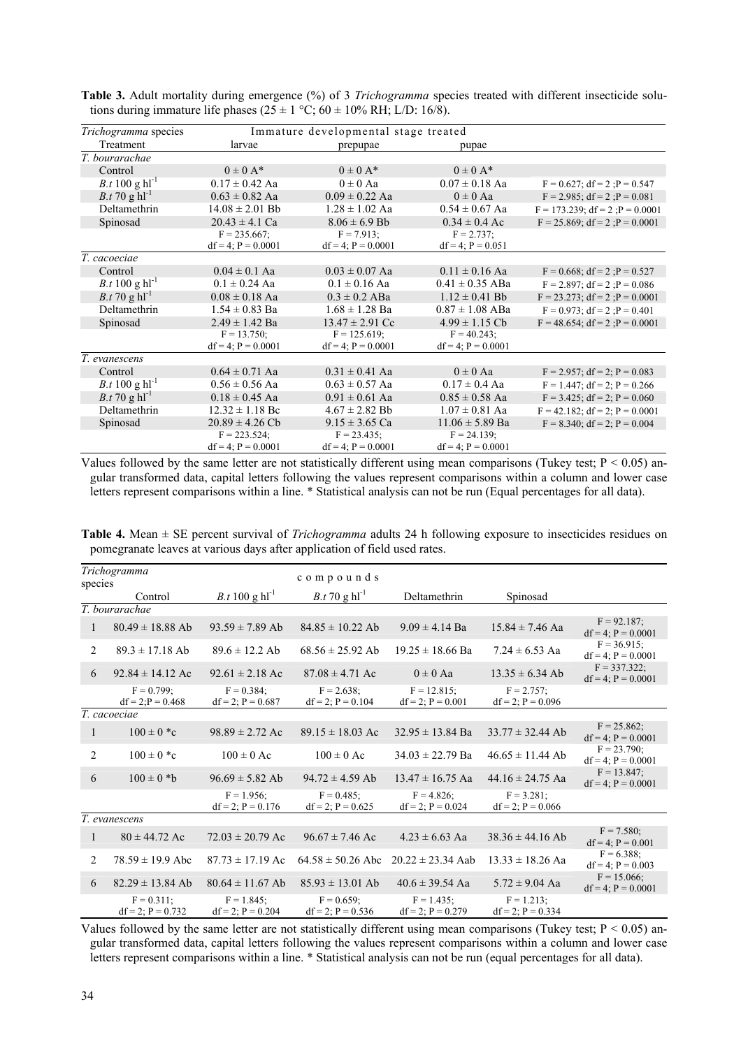**Table 3.** Adult mortality during emergence (%) of 3 *Trichogramma* species treated with different insecticide solutions during immature life phases (25 ± 1 °C; 60 ± 10% RH; L/D: 16/8).

| *Trichogramma* species | Immature developmental stage treated | | | |
|---|---|---|---|---|
| Treatment | larvae | prepupae | pupae | |
| *T. bourarachae* | | | | |
| Control | 0 ± 0 A* | 0 ± 0 A* | 0 ± 0 A* | |
| *B.t* 100 g hl$^{-1}$ | 0.17 ± 0.42 Aa | 0 ± 0 Aa | 0.07 ± 0.18 Aa | F = 0.627; df = 2 ;P = 0.547 |
| *B.t* 70 g hl$^{-1}$ | 0.63 ± 0.82 Aa | 0.09 ± 0.22 Aa | 0 ± 0 Aa | F = 2.985; df = 2 ;P = 0.081 |
| Deltamethrin | 14.08 ± 2.01 Bb | 1.28 ± 1.02 Aa | 0.54 ± 0.67 Aa | F = 173.239; df = 2 ;P = 0.0001 |
| Spinosad | 20.43 ± 4.1 Ca | 8.06 ± 6.9 Bb | 0.34 ± 0.4 Ac | F = 25.869; df = 2 ;P = 0.0001 |
| | F = 235.667; df = 4; P = 0.0001 | F = 7.913; df = 4; P = 0.0001 | F = 2.737; df = 4; P = 0.051 | |
| *T. cacoeciae* | | | | |
| Control | 0.04 ± 0.1 Aa | 0.03 ± 0.07 Aa | 0.11 ± 0.16 Aa | F = 0.668; df = 2 ;P = 0.527 |
| *B.t* 100 g hl$^{-1}$ | 0.1 ± 0.24 Aa | 0.1 ± 0.16 Aa | 0.41 ± 0.35 ABa | F = 2.897; df = 2 ;P = 0.086 |
| *B.t* 70 g hl$^{-1}$ | 0.08 ± 0.18 Aa | 0.3 ± 0.2 ABa | 1.12 ± 0.41 Bb | F = 23.273; df = 2 ;P = 0.0001 |
| Deltamethrin | 1.54 ± 0.83 Ba | 1.68 ± 1.28 Ba | 0.87 ± 1.08 ABa | F = 0.973; df = 2 ;P = 0.401 |
| Spinosad | 2.49 ± 1.42 Ba | 13.47 ± 2.91 Cc | 4.99 ± 1.15 Cb | F = 48.654; df = 2 ;P = 0.0001 |
| | F = 13.750; df = 4; P = 0.0001 | F = 125.619; df = 4; P = 0.0001 | F = 40.243; df = 4; P = 0.0001 | |
| *T. evanescens* | | | | |
| Control | 0.64 ± 0.71 Aa | 0.31 ± 0.41 Aa | 0 ± 0 Aa | F = 2.957; df = 2; P = 0.083 |
| *B.t* 100 g hl$^{-1}$ | 0.56 ± 0.56 Aa | 0.63 ± 0.57 Aa | 0.17 ± 0.4 Aa | F = 1.447; df = 2; P = 0.266 |
| *B.t* 70 g hl$^{-1}$ | 0.18 ± 0.45 Aa | 0.91 ± 0.61 Aa | 0.85 ± 0.58 Aa | F = 3.425; df = 2; P = 0.060 |
| Deltamethrin | 12.32 ± 1.18 Bc | 4.67 ± 2.82 Bb | 1.07 ± 0.81 Aa | F = 42.182; df = 2; P = 0.0001 |
| Spinosad | 20.89 ± 4.26 Cb | 9.15 ± 3.65 Ca | 11.06 ± 5.89 Ba | F = 8.340; df = 2; P = 0.004 |
| | F = 223.524; df = 4; P = 0.0001 | F = 23.435; df = 4; P = 0.0001 | F = 24.139; df = 4; P = 0.0001 | |

Values followed by the same letter are not statistically different using mean comparisons (Tukey test; P < 0.05) angular transformed data, capital letters following the values represent comparisons within a column and lower case letters represent comparisons within a line. * Statistical analysis can not be run (Equal percentages for all data).

**Table 4.** Mean ± SE percent survival of *Trichogramma* adults 24 h following exposure to insecticides residues on pomegranate leaves at various days after application of field used rates.

| *Trichogramma* species | compounds | | | | | |
|---|---|---|---|---|---|---|
| | Control | *B.t* 100 g hl$^{-1}$ | *B.t* 70 g hl$^{-1}$ | Deltamethrin | Spinosad | |
| *T. bourarachae* | | | | | | |
| 1 | 80.49 ± 18.88 Ab | 93.59 ± 7.89 Ab | 84.85 ± 10.22 Ab | 9.09 ± 4.14 Ba | 15.84 ± 7.46 Aa | F = 92.187; df = 4; P = 0.0001 |
| 2 | 89.3 ± 17.18 Ab | 89.6 ± 12.2 Ab | 68.56 ± 25.92 Ab | 19.25 ± 18.66 Ba | 7.24 ± 6.53 Aa | F = 36.915; df = 4; P = 0.0001 |
| 6 | 92.84 ± 14.12 Ac | 92.61 ± 2.18 Ac | 87.08 ± 4.71 Ac | 0 ± 0 Aa | 13.35 ± 6.34 Ab | F = 337.322; df = 4; P = 0.0001 |
| | F = 0.799; df = 2;P = 0.468 | F = 0.384; df = 2; P = 0.687 | F = 2.638; df = 2; P = 0.104 | F = 12.815; df = 2; P = 0.001 | F = 2.757; df = 2; P = 0.096 | |
| *T. cacoeciae* | | | | | | |
| 1 | 100 ± 0 *c | 98.89 ± 2.72 Ac | 89.15 ± 18.03 Ac | 32.95 ± 13.84 Ba | 33.77 ± 32.44 Ab | F = 25.862; df = 4; P = 0.0001 |
| 2 | 100 ± 0 *c | 100 ± 0 Ac | 100 ± 0 Ac | 34.03 ± 22.79 Ba | 46.65 ± 11.44 Ab | F = 23.790; df = 4; P = 0.0001 |
| 6 | 100 ± 0 *b | 96.69 ± 5.82 Ab | 94.72 ± 4.59 Ab | 13.47 ± 16.75 Aa | 44.16 ± 24.75 Aa | F = 13.847; df = 4; P = 0.0001 |
| | | F = 1.956; df = 2; P = 0.176 | F = 0.485; df = 2; P = 0.625 | F = 4.826; df = 2; P = 0.024 | F = 3.281; df = 2; P = 0.066 | |
| *T. evanescens* | | | | | | |
| 1 | 80 ± 44.72 Ac | 72.03 ± 20.79 Ac | 96.67 ± 7.46 Ac | 4.23 ± 6.63 Aa | 38.36 ± 44.16 Ab | F = 7.580; df = 4; P = 0.001 |
| 2 | 78.59 ± 19.9 Abc | 87.73 ± 17.19 Ac | 64.58 ± 50.26 Abc | 20.22 ± 23.34 Aab | 13.33 ± 18.26 Aa | F = 6.388; df = 4; P = 0.003 |
| 6 | 82.29 ± 13.84 Ab | 80.64 ± 11.67 Ab | 85.93 ± 13.01 Ab | 40.6 ± 39.54 Aa | 5.72 ± 9.04 Aa | F = 15.066; df = 4; P = 0.0001 |
| | F = 0.311; df = 2; P = 0.732 | F = 1.845; df = 2; P = 0.204 | F = 0.659; df = 2; P = 0.536 | F = 1.435; df = 2; P = 0.279 | F = 1.213; df = 2; P = 0.334 | |

Values followed by the same letter are not statistically different using mean comparisons (Tukey test; P < 0.05) angular transformed data, capital letters following the values represent comparisons within a column and lower case letters represent comparisons within a line. * Statistical analysis can not be run (equal percentages for all data).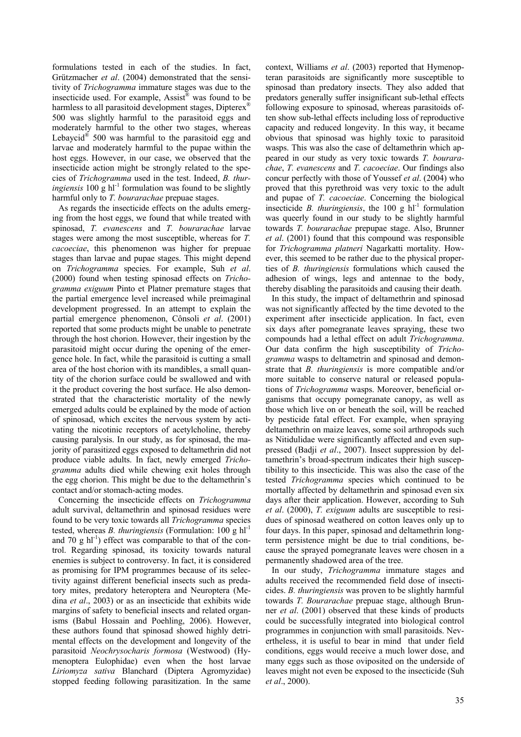formulations tested in each of the studies. In fact, Grützmacher *et al*. (2004) demonstrated that the sensitivity of *Trichogramma* immature stages was due to the insecticide used. For example, Assist® was found to be harmless to all parasitoid development stages, Dipterex® 500 was slightly harmful to the parasitoid eggs and moderately harmful to the other two stages, whereas Lebaycid® 500 was harmful to the parasitoid egg and larvae and moderately harmful to the pupae within the host eggs. However, in our case, we observed that the insecticide action might be strongly related to the species of *Trichogramma* used in the test. Indeed, *B. thuringiensis* 100 g $hl^{-1}$ formulation was found to be slightly harmful only to *T. bourarachae* prepuae stages.

As regards the insecticide effects on the adults emerging from the host eggs, we found that while treated with spinosad, *T. evanescens* and *T. bourarachae* larvae stages were among the most susceptible, whereas for *T. cacoeciae*, this phenomenon was higher for prepuae stages than larvae and pupae stages. This might depend on *Trichogramma* species. For example, Suh *et al*. (2000) found when testing spinosad effects on *Trichogramma exiguum* Pinto et Platner premature stages that the partial emergence level increased while preimaginal development progressed. In an attempt to explain the partial emergence phenomenon, Cônsoli *et al*. (2001) reported that some products might be unable to penetrate through the host chorion. However, their ingestion by the parasitoid might occur during the opening of the emergence hole. In fact, while the parasitoid is cutting a small area of the host chorion with its mandibles, a small quantity of the chorion surface could be swallowed and with it the product covering the host surface. He also demonstrated that the characteristic mortality of the newly emerged adults could be explained by the mode of action of spinosad, which excites the nervous system by activating the nicotinic receptors of acetylcholine, thereby causing paralysis. In our study, as for spinosad, the majority of parasitized eggs exposed to deltamethrin did not produce viable adults. In fact, newly emerged *Trichogramma* adults died while chewing exit holes through the egg chorion. This might be due to the deltamethrin's contact and/or stomach-acting modes.

Concerning the insecticide effects on *Trichogramma* adult survival, deltamethrin and spinosad residues were found to be very toxic towards all *Trichogramma* species tested, whereas *B. thuringiensis* (Formulation: 100 g $hl^{-1}$ and 70 g $hl^{-1}$) effect was comparable to that of the control. Regarding spinosad, its toxicity towards natural enemies is subject to controversy. In fact, it is considered as promising for IPM programmes because of its selectivity against different beneficial insects such as predatory mites, predatory heteroptera and Neuroptera (Medina *et al*., 2003) or as an insecticide that exhibits wide margins of safety to beneficial insects and related organisms (Babul Hossain and Poehling, 2006). However, these authors found that spinosad showed highly detrimental effects on the development and longevity of the parasitoid *Neochrysocharis formosa* (Westwood) (Hymenoptera Eulophidae) even when the host larvae *Liriomyza sativa* Blanchard (Diptera Agromyzidae) stopped feeding following parasitization. In the same context, Williams *et al*. (2003) reported that Hymenopteran parasitoids are significantly more susceptible to spinosad than predatory insects. They also added that predators generally suffer insignificant sub-lethal effects following exposure to spinosad, whereas parasitoids often show sub-lethal effects including loss of reproductive capacity and reduced longevity. In this way, it became obvious that spinosad was highly toxic to parasitoid wasps. This was also the case of deltamethrin which appeared in our study as very toxic towards *T. bourarachae*, *T. evanescens* and *T. cacoeciae*. Our findings also concur perfectly with those of Youssef *et al*. (2004) who proved that this pyrethroid was very toxic to the adult and pupae of *T. cacoeciae*. Concerning the biological insecticide *B. thuringiensis*, the 100 g $hl^{-1}$ formulation was queerly found in our study to be slightly harmful towards *T. bourarachae* prepupae stage. Also, Brunner *et al*. (2001) found that this compound was responsible for *Trichogramma platneri* Nagarkatti mortality. However, this seemed to be rather due to the physical properties of *B. thuringiensis* formulations which caused the adhesion of wings, legs and antennae to the body, thereby disabling the parasitoids and causing their death.

In this study, the impact of deltamethrin and spinosad was not significantly affected by the time devoted to the experiment after insecticide application. In fact, even six days after pomegranate leaves spraying, these two compounds had a lethal effect on adult *Trichogramma*. Our data confirm the high susceptibility of *Trichogramma* wasps to deltametrin and spinosad and demonstrate that *B. thuringiensis* is more compatible and/or more suitable to conserve natural or released populations of *Trichogramma* wasps. Moreover, beneficial organisms that occupy pomegranate canopy, as well as those which live on or beneath the soil, will be reached by pesticide fatal effect. For example, when spraying deltamethrin on maize leaves, some soil arthropods such as Nitidulidae were significantly affected and even suppressed (Badji *et al*., 2007). Insect suppression by deltamethrin's broad-spectrum indicates their high susceptibility to this insecticide. This was also the case of the tested *Trichogramma* species which continued to be mortally affected by deltamethrin and spinosad even six days after their application. However, according to Suh *et al*. (2000), *T. exiguum* adults are susceptible to residues of spinosad weathered on cotton leaves only up to four days. In this paper, spinosad and deltamethrin long-term persistence might be due to trial conditions, because the sprayed pomegranate leaves were chosen in a permanently shadowed area of the tree.

In our study, *Trichogramma* immature stages and adults received the recommended field dose of insecticides. *B. thuringiensis* was proven to be slightly harmful towards *T. Bourarachae* prepuae stage, although Brunner *et al*. (2001) observed that these kinds of products could be successfully integrated into biological control programmes in conjunction with small parasitoids. Nevertheless, it is useful to bear in mind that under field conditions, eggs would receive a much lower dose, and many eggs such as those oviposited on the underside of leaves might not even be exposed to the insecticide (Suh *et al*., 2000).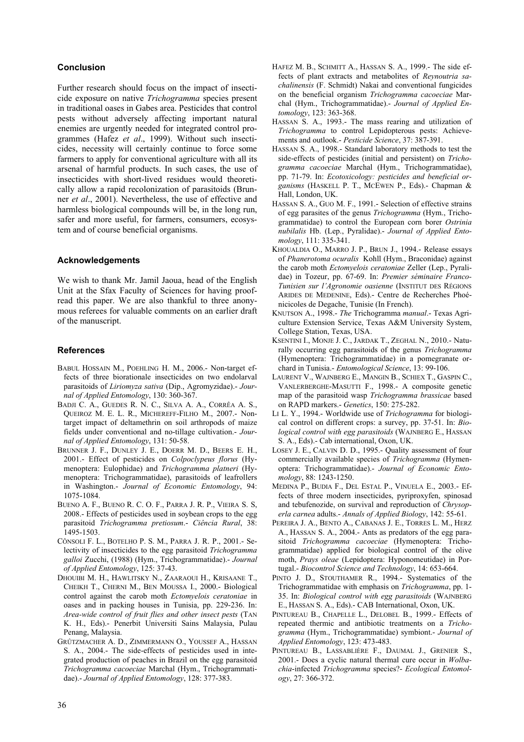## Conclusion

Further research should focus on the impact of insecticide exposure on native *Trichogramma* species present in traditional oases in Gabes area. Pesticides that control pests without adversely affecting important natural enemies are urgently needed for integrated control programmes (Hafez *et al*., 1999). Without such insecticides, necessity will certainly continue to force some farmers to apply for conventional agriculture with all its arsenal of harmful products. In such cases, the use of insecticides with short-lived residues would theoretically allow a rapid recolonization of parasitoids (Brunner *et al*., 2001). Nevertheless, the use of effective and harmless biological compounds will be, in the long run, safer and more useful, for farmers, consumers, ecosystem and of course beneficial organisms.

## Acknowledgements

We wish to thank Mr. Jamil Jaoua, head of the English Unit at the Sfax Faculty of Sciences for having proofread this paper. We are also thankful to three anonymous referees for valuable comments on an earlier draft of the manuscript.

## References

BABUL HOSSAIN M., POEHLING H. M., 2006.- Non-target effects of three biorationale insecticides on two endolarval parasitoids of *Liriomyza sativa* (Dip., Agromyzidae).- *Journal of Applied Entomology*, 130: 360-367.

BADJI C. A., GUEDES R. N. C., SILVA A. A., CORRÊA A. S., QUEIROZ M. E. L. R., MICHEREFF-FILHO M., 2007.- Non-target impact of deltamethrin on soil arthropods of maize fields under conventional and no-tillage cultivation.- *Journal of Applied Entomology*, 131: 50-58.

BRUNNER J. F., DUNLEY J. E., DOERR M. D., BEERS E. H., 2001.- Effect of pesticides on *Colpoclypeus florus* (Hymenoptera: Eulophidae) and *Trichogramma platneri* (Hymenoptera: Trichogrammatidae), parasitoids of leafrollers in Washington.- *Journal of Economic Entomology*, 94: 1075-1084.

BUENO A. F., BUENO R. C. O. F., PARRA J. R. P., VIEIRA S. S, 2008.- Effects of pesticides used in soybean crops to the egg parasitoid *Trichogramma pretiosum*.- *Ciência Rural*, 38: 1495-1503.

CÔNSOLI F. L., BOTELHO P. S. M., PARRA J. R. P., 2001.- Selectivity of insecticides to the egg parasitoid *Trichogramma galloi* Zucchi, (1988) (Hym., Trichogrammatidae).- *Journal of Applied Entomology*, 125: 37-43.

DHOUIBI M. H., HAWLITSKY N., ZAARAOUI H., KRISAANE T., CHEIKH T., CHERNI M., BEN MOUSSA I., 2000.- Biological control against the carob moth *Ectomyelois ceratoniae* in oases and in packing houses in Tunisia, pp. 229-236. In: *Area-wide control of fruit flies and other insect pests* (TAN K. H., Eds).- Penerbit Universiti Sains Malaysia, Pulau Penang, Malaysia.

GRÜTZMACHER A. D., ZIMMERMANN O., YOUSSEF A., HASSAN S. A., 2004.- The side-effects of pesticides used in integrated production of peaches in Brazil on the egg parasitoid *Trichogramma cacoeciae* Marchal (Hym., Trichogrammatidae).- *Journal of Applied Entomology*, 128: 377-383.

HAFEZ M. B., SCHMITT A., HASSAN S. A., 1999.- The side effects of plant extracts and metabolites of *Reynoutria sachalinensis* (F. Schmidt) Nakai and conventional fungicides on the beneficial organism *Trichogramma cacoeciae* Marchal (Hym., Trichogrammatidae).- *Journal of Applied Entomology*, 123: 363-368.

HASSAN S. A., 1993.- The mass rearing and utilization of *Trichogramma* to control Lepidopterous pests: Achievements and outlook.- *Pesticide Science*, 37: 387-391.

HASSAN S. A., 1998.- Standard laboratory methods to test the side-effects of pesticides (initial and persistent) on *Trichogramma cacoeciae* Marchal (Hym., Trichogrammatidae), pp. 71-79. In: *Ecotoxicology: pesticides and beneficial organisms* (HASKELL P. T., MCEWEN P., Eds).- Chapman & Hall, London, UK.

HASSAN S. A., GUO M. F., 1991.- Selection of effective strains of egg parasites of the genus *Trichogramma* (Hym., Trichogrammatidae) to control the European corn borer *Ostrinia nubilalis* Hb. (Lep., Pyralidae).- *Journal of Applied Entomology*, 111: 335-341.

KHOUALDIA O., MARRO J. P., BRUN J., 1994.- Release essays of *Phanerotoma ocuralis* Kohll (Hym., Braconidae) against the carob moth *Ectomyelois ceratoniae* Zeller (Lep., Pyralidae) in Tozeur, pp. 67-69. In: *Premier séminaire Franco-Tunisien sur l'Agronomie oasienne* (INSTITUT DES RÉGIONS ARIDES DE MEDENINE, Eds).- Centre de Recherches Phoénicicoles de Degache, Tunisie (In French).

KNUTSON A., 1998.- *The* Trichogramma *manual*.- Texas Agriculture Extension Service, Texas A&M University System, College Station, Texas, USA.

KSENTINI I., MONJE J. C., JARDAK T., ZEGHAL N., 2010.- Naturally occurring egg parasitoids of the genus *Trichogramma* (Hymenoptera: Trichogrammatidae) in a pomegranate orchard in Tunisia.- *Entomological Science*, 13: 99-106.

LAURENT V., WAJNBERG E., MANGIN B., SCHIEX T., GASPIN C., VANLERBERGHE-MASUTTI F., 1998.- A composite genetic map of the parasitoid wasp *Trichogramma brassicae* based on RAPD markers.- *Genetics*, 150: 275-282.

LI L. Y., 1994.- Worldwide use of *Trichogramma* for biological control on different crops: a survey, pp. 37-51. In: *Biological control with egg parasitoids* (WAJNBERG E., HASSAN S. A., Eds).- Cab international, Oxon, UK.

LOSEY J. E., CALVIN D. D., 1995.- Quality assessment of four commercially available species of *Trichogramma* (Hymenoptera: Trichogrammatidae).- *Journal of Economic Entomology*, 88: 1243-1250.

MEDINA P., BUDIA F., DEL ESTAL P., VINUELA E., 2003.- Effects of three modern insecticides, pyriproxyfen, spinosad and tebufenozide, on survival and reproduction of *Chrysoperla carnea* adults.- *Annals of Applied Biology*, 142: 55-61.

PEREIRA J. A., BENTO A., CABANAS J. E., TORRES L. M., HERZ A., HASSAN S. A., 2004.- Ants as predators of the egg parasitoid *Trichogramma cacoeciae* (Hymenoptera: Trichogrammatidae) applied for biological control of the olive moth, *Prays oleae* (Lepidoptera: Hyponomeutidae) in Portugal.- *Biocontrol Science and Technology*, 14: 653-664.

PINTO J. D., STOUTHAMER R., 1994.- Systematics of the Trichogrammatidae with emphasis on *Trichogramma*, pp. 1-35. In: *Biological control with egg parasitoids* (WAJNBERG E., HASSAN S. A., Eds).- CAB International, Oxon, UK.

PINTUREAU B., CHAPELLE L., DELOBEL B., 1999.- Effects of repeated thermic and antibiotic treatments on a *Trichogramma* (Hym., Trichogrammatidae) symbiont.- *Journal of Applied Entomology*, 123: 473-483.

PINTUREAU B., LASSABLIÈRE F., DAUMAL J., GRENIER S., 2001.- Does a cyclic natural thermal cure occur in *Wolbachia*-infected *Trichogramma* species?- *Ecological Entomology*, 27: 366-372.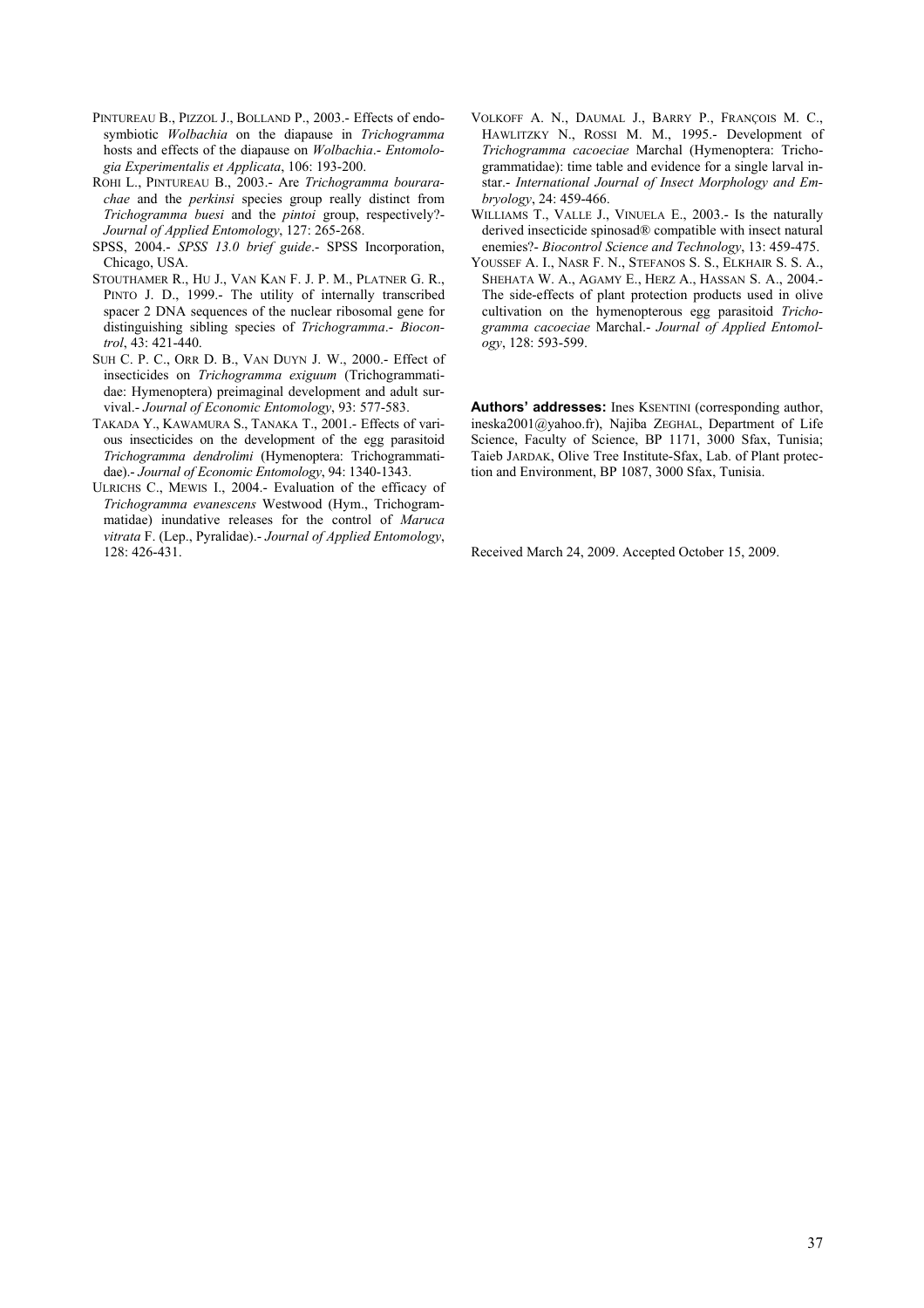PINTUREAU B., PIZZOL J., BOLLAND P., 2003.- Effects of endosymbiotic *Wolbachia* on the diapause in *Trichogramma* hosts and effects of the diapause on *Wolbachia*.- *Entomologia Experimentalis et Applicata*, 106: 193-200.

ROHI L., PINTUREAU B., 2003.- Are *Trichogramma bourarachae* and the *perkinsi* species group really distinct from *Trichogramma buesi* and the *pintoi* group, respectively?- *Journal of Applied Entomology*, 127: 265-268.

SPSS, 2004.- *SPSS 13.0 brief guide*.- SPSS Incorporation, Chicago, USA.

STOUTHAMER R., HU J., VAN KAN F. J. P. M., PLATNER G. R., PINTO J. D., 1999.- The utility of internally transcribed spacer 2 DNA sequences of the nuclear ribosomal gene for distinguishing sibling species of *Trichogramma*.- *Biocontrol*, 43: 421-440.

SUH C. P. C., ORR D. B., VAN DUYN J. W., 2000.- Effect of insecticides on *Trichogramma exiguum* (Trichogrammatidae: Hymenoptera) preimaginal development and adult survival.- *Journal of Economic Entomology*, 93: 577-583.

TAKADA Y., KAWAMURA S., TANAKA T., 2001.- Effects of various insecticides on the development of the egg parasitoid *Trichogramma dendrolimi* (Hymenoptera: Trichogrammatidae).- *Journal of Economic Entomology*, 94: 1340-1343.

ULRICHS C., MEWIS I., 2004.- Evaluation of the efficacy of *Trichogramma evanescens* Westwood (Hym., Trichogrammatidae) inundative releases for the control of *Maruca vitrata* F. (Lep., Pyralidae).- *Journal of Applied Entomology*, 128: 426-431.

VOLKOFF A. N., DAUMAL J., BARRY P., FRANÇOIS M. C., HAWLITZKY N., ROSSI M. M., 1995.- Development of *Trichogramma cacoeciae* Marchal (Hymenoptera: Trichogrammatidae): time table and evidence for a single larval instar.- *International Journal of Insect Morphology and Embryology*, 24: 459-466.

WILLIAMS T., VALLE J., VINUELA E., 2003.- Is the naturally derived insecticide spinosad® compatible with insect natural enemies?- *Biocontrol Science and Technology*, 13: 459-475.

YOUSSEF A. I., NASR F. N., STEFANOS S. S., ELKHAIR S. S. A., SHEHATA W. A., AGAMY E., HERZ A., HASSAN S. A., 2004.- The side-effects of plant protection products used in olive cultivation on the hymenopterous egg parasitoid *Trichogramma cacoeciae* Marchal.- *Journal of Applied Entomology*, 128: 593-599.

**Authors' addresses:** Ines KSENTINI (corresponding author, ineska2001@yahoo.fr), Najiba ZEGHAL, Department of Life Science, Faculty of Science, BP 1171, 3000 Sfax, Tunisia; Taieb JARDAK, Olive Tree Institute-Sfax, Lab. of Plant protection and Environment, BP 1087, 3000 Sfax, Tunisia.

Received March 24, 2009. Accepted October 15, 2009.